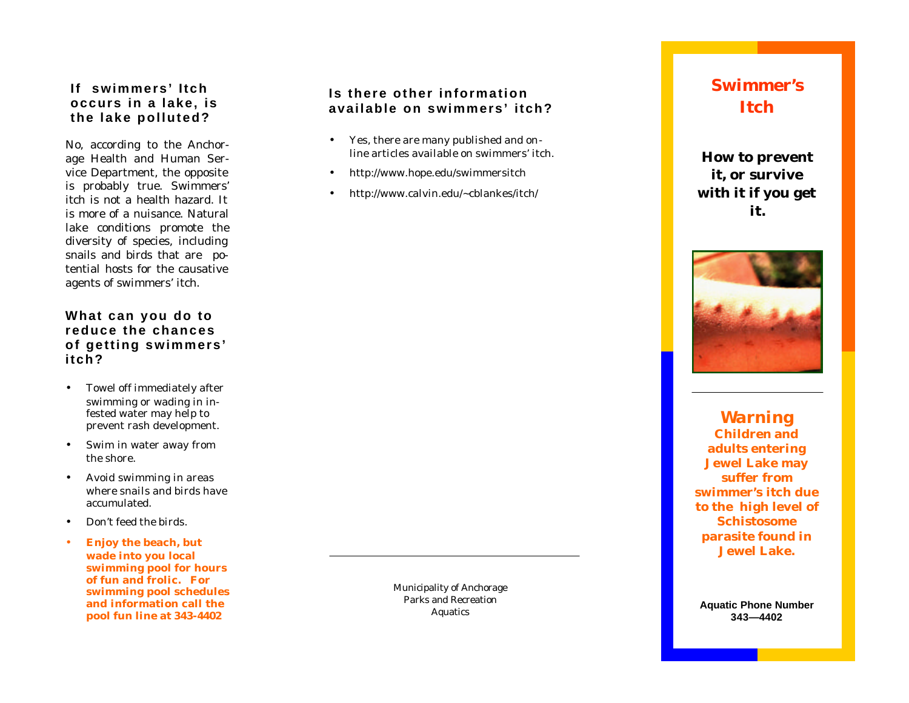### If swimmers' Itch occurs in a lake, is the lake polluted?

No, according to the Anchorage Health and Human Service Department, the opposite is probably true. Swimmers' itch is not a health hazard. It is more of a nuisance. Natural lake conditions promote the diversity of species, including snails and birds that are potential hosts for the causative agents of swimmers' itch.

### What can you do to reduce the chances of getting swimmers' itch?

- Towel off immediately after swimming or wading in infested water may help to prevent rash development.
- Swim in water away from the shore.
- Avoid swimming in areas where snails and birds have accumulated.
- Don't feed the birds.
- **Enjoy the beach, but wade into you local swimming pool for hours of fun and frolic. For swimming pool schedules and information call the pool fun line at 343-4402**

### Is there other information available on swimmers' itch?

- Yes, there are many published and online articles available on swimmers' itch.
- http://www.hope.edu/swimmersitch
- http://www.calvin.edu/~cblankes/itch/

---

Municipality of Anchorage
Parks and Recreation
Aquatics

# Swimmer's Itch

**How to prevent it, or survive with it if you get it.**

---

## Warning

**Children and adults entering Jewel Lake may suffer from swimmer's itch due to the high level of Schistosome parasite found in Jewel Lake.**

**Aquatic Phone Number**
**343—4402**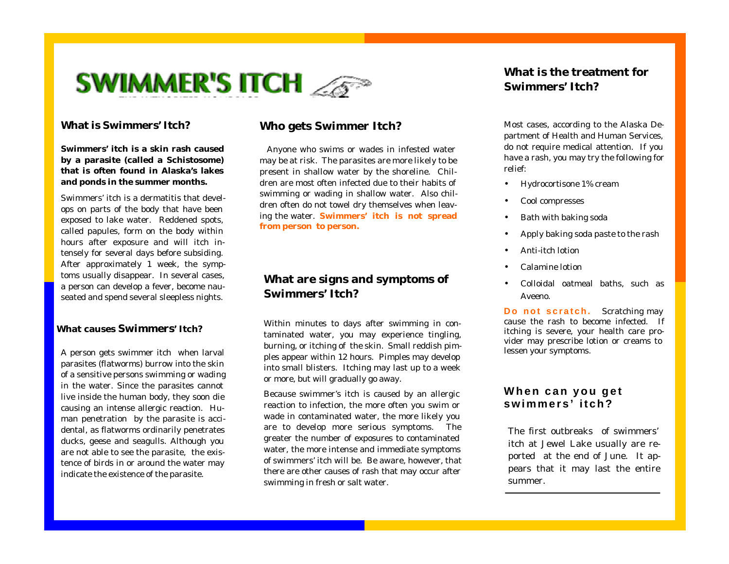# SWIMMER'S ITCH

## What is Swimmers' Itch?

**Swimmers' itch is a skin rash caused by a parasite (called a Schistosome) that is often found in Alaska's lakes and ponds in the summer months.**

Swimmers' itch is a dermatitis that develops on parts of the body that have been exposed to lake water. Reddened spots, called papules, form on the body within hours after exposure and will itch intensely for several days before subsiding. After approximately 1 week, the symptoms usually disappear. In several cases, a person can develop a fever, become nauseated and spend several sleepless nights.

## What causes Swimmers' Itch?

A person gets swimmer itch when larval parasites (flatworms) burrow into the skin of a sensitive persons swimming or wading in the water. Since the parasites cannot live inside the human body, they soon die causing an intense allergic reaction. Human penetration by the parasite is accidental, as flatworms ordinarily penetrates ducks, geese and seagulls. Although you are not able to see the parasite, the existence of birds in or around the water may indicate the existence of the parasite.

## Who gets Swimmer Itch?

Anyone who swims or wades in infested water may be at risk. The parasites are more likely to be present in shallow water by the shoreline. Children are most often infected due to their habits of swimming or wading in shallow water. Also children often do not towel dry themselves when leaving the water. **Swimmers' itch is not spread from person to person.**

## What are signs and symptoms of Swimmers' Itch?

Within minutes to days after swimming in contaminated water, you may experience tingling, burning, or itching of the skin. Small reddish pimples appear within 12 hours. Pimples may develop into small blisters. Itching may last up to a week or more, but will gradually go away.

Because swimmer's itch is caused by an allergic reaction to infection, the more often you swim or wade in contaminated water, the more likely you are to develop more serious symptoms. The greater the number of exposures to contaminated water, the more intense and immediate symptoms of swimmers' itch will be. Be aware, however, that there are other causes of rash that may occur after swimming in fresh or salt water.

## What is the treatment for Swimmers' Itch?

Most cases, according to the Alaska Department of Health and Human Services, do not require medical attention. If you have a rash, you may try the following for relief:

- Hydrocortisone 1% cream
- Cool compresses
- Bath with baking soda
- Apply baking soda paste to the rash
- Anti-itch lotion
- Calamine lotion
- Colloidal oatmeal baths, such as Aveeno.

**Do not scratch.** Scratching may cause the rash to become infected. If itching is severe, your health care provider may prescribe lotion or creams to lessen your symptoms.

## When can you get swimmers' itch?

The first outbreaks of swimmers' itch at Jewel Lake usually are reported at the end of June. It appears that it may last the entire summer.